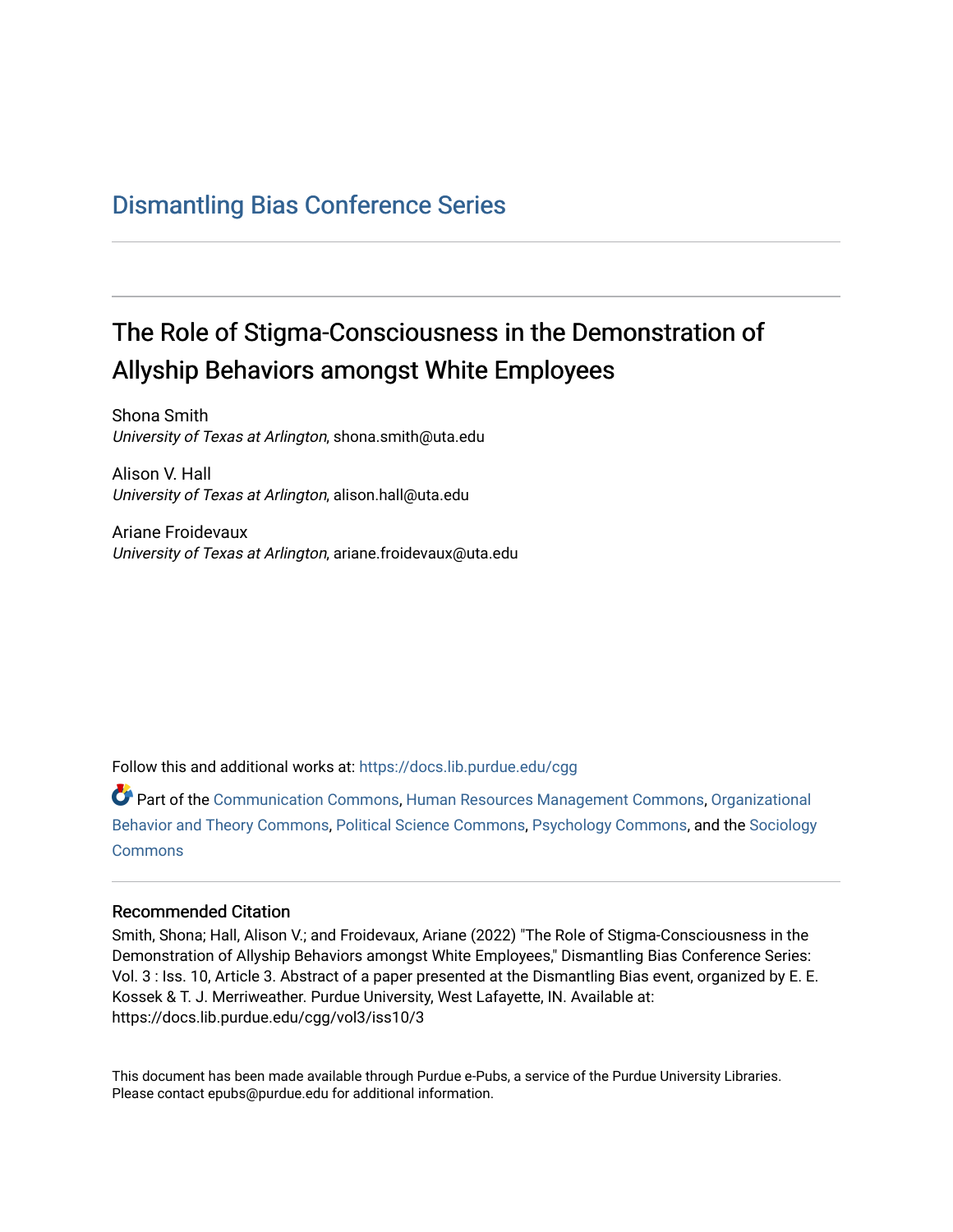Dismantling Bias Conference Series

# The Role of Stigma-Consciousness in the Demonstration of Allyship Behaviors amongst White Employees

Shona Smith
*University of Texas at Arlington*, shona.smith@uta.edu

Alison V. Hall
*University of Texas at Arlington*, alison.hall@uta.edu

Ariane Froidevaux
*University of Texas at Arlington*, ariane.froidevaux@uta.edu

Follow this and additional works at: https://docs.lib.purdue.edu/cgg

Part of the Communication Commons, Human Resources Management Commons, Organizational Behavior and Theory Commons, Political Science Commons, Psychology Commons, and the Sociology Commons

## Recommended Citation

Smith, Shona; Hall, Alison V.; and Froidevaux, Ariane (2022) "The Role of Stigma-Consciousness in the Demonstration of Allyship Behaviors amongst White Employees," Dismantling Bias Conference Series: Vol. 3 : Iss. 10, Article 3. Abstract of a paper presented at the Dismantling Bias event, organized by E. E. Kossek & T. J. Merriweather. Purdue University, West Lafayette, IN. Available at: https://docs.lib.purdue.edu/cgg/vol3/iss10/3

This document has been made available through Purdue e-Pubs, a service of the Purdue University Libraries. Please contact epubs@purdue.edu for additional information.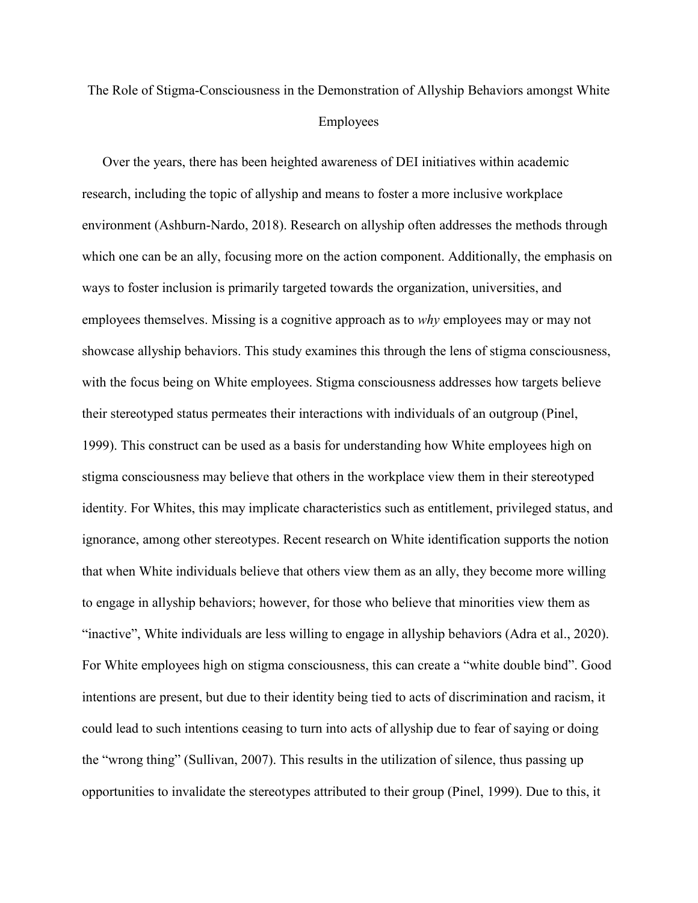The Role of Stigma-Consciousness in the Demonstration of Allyship Behaviors amongst White Employees

Over the years, there has been heighted awareness of DEI initiatives within academic research, including the topic of allyship and means to foster a more inclusive workplace environment (Ashburn-Nardo, 2018). Research on allyship often addresses the methods through which one can be an ally, focusing more on the action component. Additionally, the emphasis on ways to foster inclusion is primarily targeted towards the organization, universities, and employees themselves. Missing is a cognitive approach as to *why* employees may or may not showcase allyship behaviors. This study examines this through the lens of stigma consciousness, with the focus being on White employees. Stigma consciousness addresses how targets believe their stereotyped status permeates their interactions with individuals of an outgroup (Pinel, 1999). This construct can be used as a basis for understanding how White employees high on stigma consciousness may believe that others in the workplace view them in their stereotyped identity. For Whites, this may implicate characteristics such as entitlement, privileged status, and ignorance, among other stereotypes. Recent research on White identification supports the notion that when White individuals believe that others view them as an ally, they become more willing to engage in allyship behaviors; however, for those who believe that minorities view them as "inactive", White individuals are less willing to engage in allyship behaviors (Adra et al., 2020). For White employees high on stigma consciousness, this can create a "white double bind". Good intentions are present, but due to their identity being tied to acts of discrimination and racism, it could lead to such intentions ceasing to turn into acts of allyship due to fear of saying or doing the "wrong thing" (Sullivan, 2007). This results in the utilization of silence, thus passing up opportunities to invalidate the stereotypes attributed to their group (Pinel, 1999). Due to this, it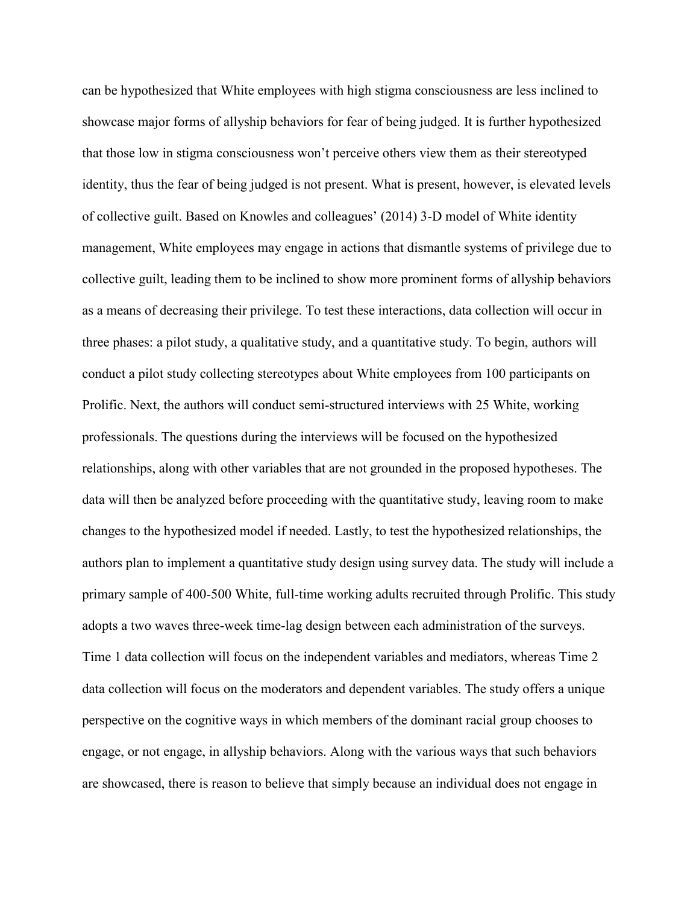can be hypothesized that White employees with high stigma consciousness are less inclined to showcase major forms of allyship behaviors for fear of being judged. It is further hypothesized that those low in stigma consciousness won't perceive others view them as their stereotyped identity, thus the fear of being judged is not present. What is present, however, is elevated levels of collective guilt. Based on Knowles and colleagues' (2014) 3-D model of White identity management, White employees may engage in actions that dismantle systems of privilege due to collective guilt, leading them to be inclined to show more prominent forms of allyship behaviors as a means of decreasing their privilege. To test these interactions, data collection will occur in three phases: a pilot study, a qualitative study, and a quantitative study. To begin, authors will conduct a pilot study collecting stereotypes about White employees from 100 participants on Prolific. Next, the authors will conduct semi-structured interviews with 25 White, working professionals. The questions during the interviews will be focused on the hypothesized relationships, along with other variables that are not grounded in the proposed hypotheses. The data will then be analyzed before proceeding with the quantitative study, leaving room to make changes to the hypothesized model if needed. Lastly, to test the hypothesized relationships, the authors plan to implement a quantitative study design using survey data. The study will include a primary sample of 400-500 White, full-time working adults recruited through Prolific. This study adopts a two waves three-week time-lag design between each administration of the surveys. Time 1 data collection will focus on the independent variables and mediators, whereas Time 2 data collection will focus on the moderators and dependent variables. The study offers a unique perspective on the cognitive ways in which members of the dominant racial group chooses to engage, or not engage, in allyship behaviors. Along with the various ways that such behaviors are showcased, there is reason to believe that simply because an individual does not engage in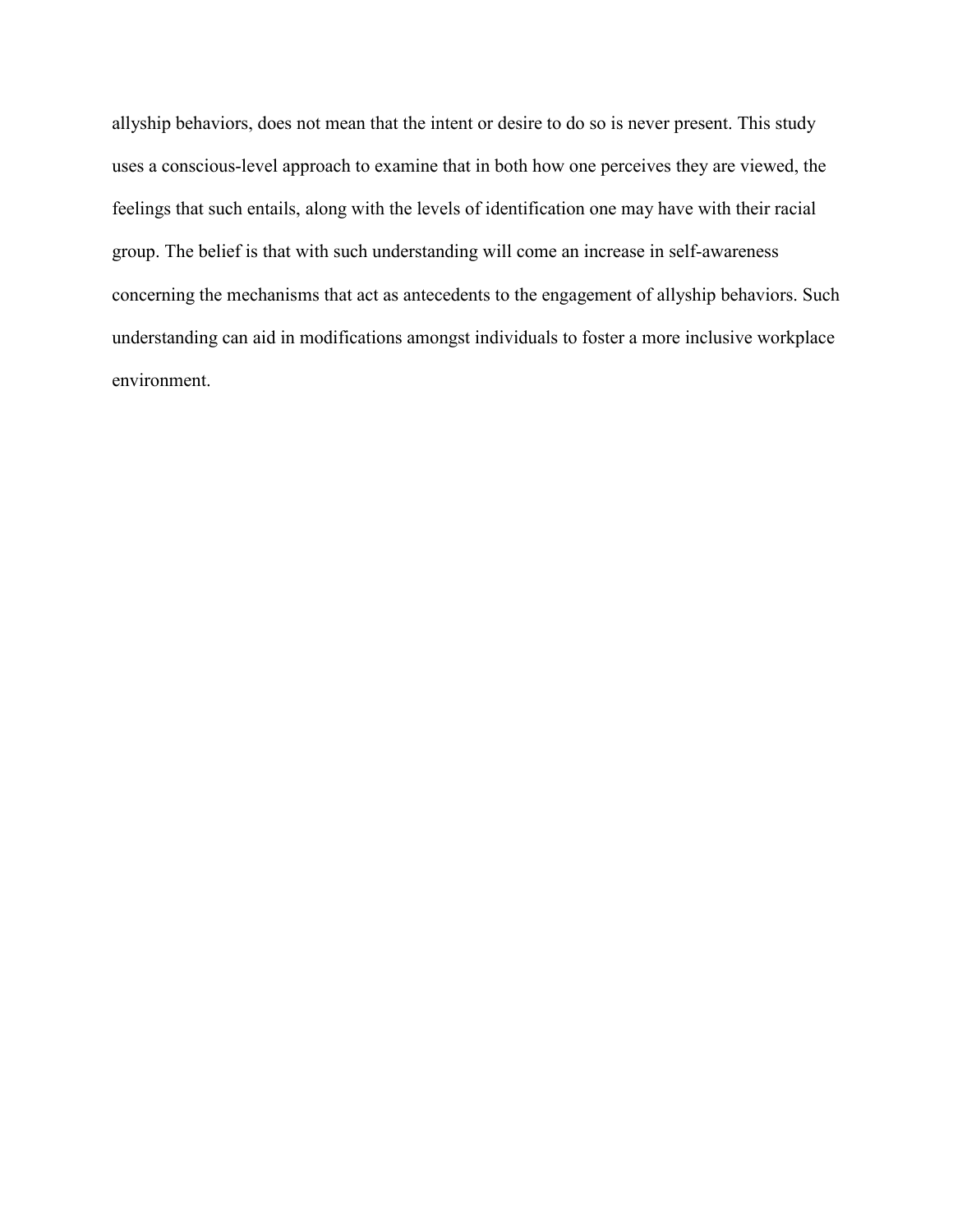allyship behaviors, does not mean that the intent or desire to do so is never present. This study uses a conscious-level approach to examine that in both how one perceives they are viewed, the feelings that such entails, along with the levels of identification one may have with their racial group. The belief is that with such understanding will come an increase in self-awareness concerning the mechanisms that act as antecedents to the engagement of allyship behaviors. Such understanding can aid in modifications amongst individuals to foster a more inclusive workplace environment.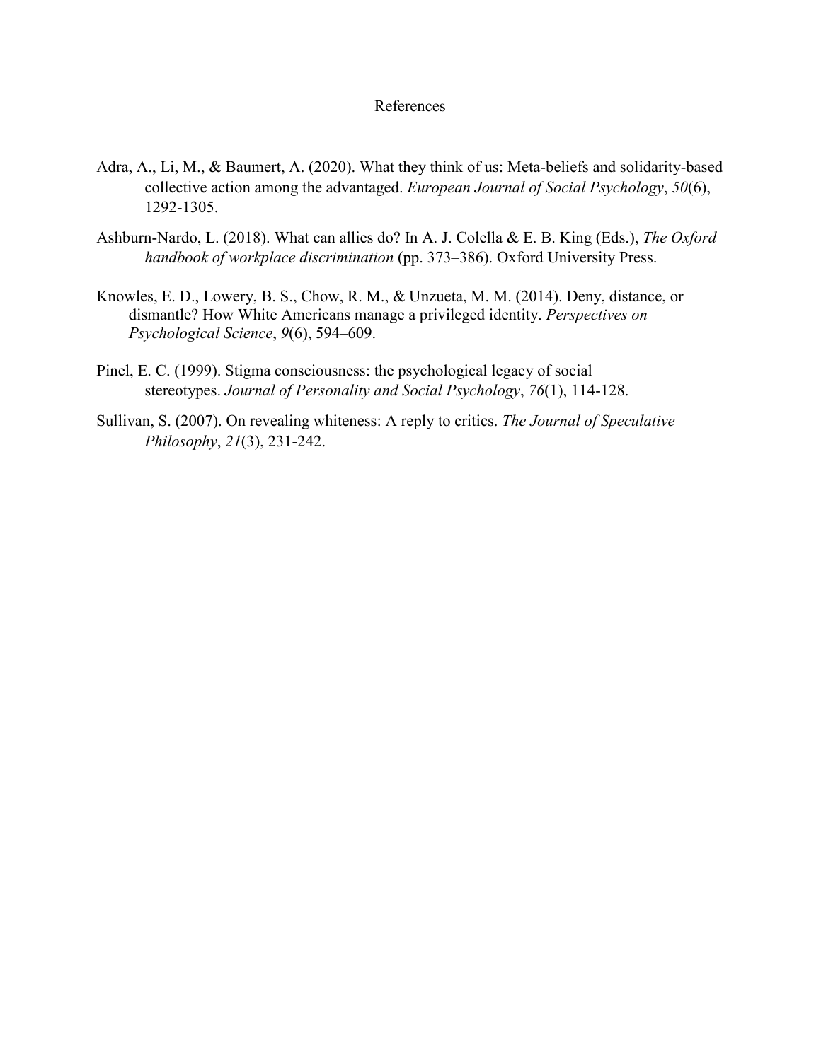# References

Adra, A., Li, M., & Baumert, A. (2020). What they think of us: Meta-beliefs and solidarity-based collective action among the advantaged. *European Journal of Social Psychology*, *50*(6), 1292-1305.

Ashburn-Nardo, L. (2018). What can allies do? In A. J. Colella & E. B. King (Eds.), *The Oxford handbook of workplace discrimination* (pp. 373–386). Oxford University Press.

Knowles, E. D., Lowery, B. S., Chow, R. M., & Unzueta, M. M. (2014). Deny, distance, or dismantle? How White Americans manage a privileged identity. *Perspectives on Psychological Science*, *9*(6), 594–609.

Pinel, E. C. (1999). Stigma consciousness: the psychological legacy of social stereotypes. *Journal of Personality and Social Psychology*, *76*(1), 114-128.

Sullivan, S. (2007). On revealing whiteness: A reply to critics. *The Journal of Speculative Philosophy*, *21*(3), 231-242.